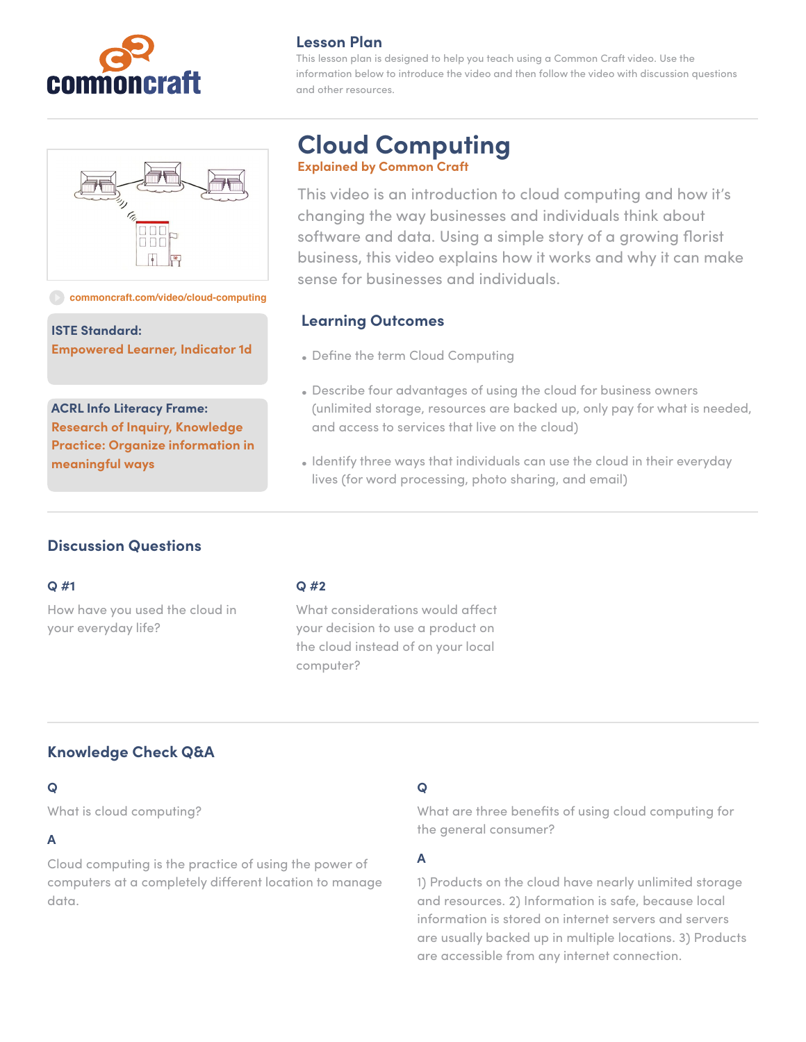commoncraft

## Lesson Plan

This lesson plan is designed to help you teach using a Common Craft video. Use the information below to introduce the video and then follow the video with discussion questions and other resources.

# Cloud Computing

**Explained by Common Craft**

This video is an introduction to cloud computing and how it's changing the way businesses and individuals think about software and data. Using a simple story of a growing florist business, this video explains how it works and why it can make sense for businesses and individuals.

commoncraft.com/video/cloud-computing

**ISTE Standard:**
**Empowered Learner, Indicator 1d**

**ACRL Info Literacy Frame:**
**Research of Inquiry, Knowledge Practice: Organize information in meaningful ways**

## Learning Outcomes

- Define the term Cloud Computing
- Describe four advantages of using the cloud for business owners (unlimited storage, resources are backed up, only pay for what is needed, and access to services that live on the cloud)
- Identify three ways that individuals can use the cloud in their everyday lives (for word processing, photo sharing, and email)

## Discussion Questions

### Q #1

How have you used the cloud in your everyday life?

### Q #2

What considerations would affect your decision to use a product on the cloud instead of on your local computer?

## Knowledge Check Q&A

### Q

What is cloud computing?

### A

Cloud computing is the practice of using the power of computers at a completely different location to manage data.

### Q

What are three benefits of using cloud computing for the general consumer?

### A

1) Products on the cloud have nearly unlimited storage and resources. 2) Information is safe, because local information is stored on internet servers and servers are usually backed up in multiple locations. 3) Products are accessible from any internet connection.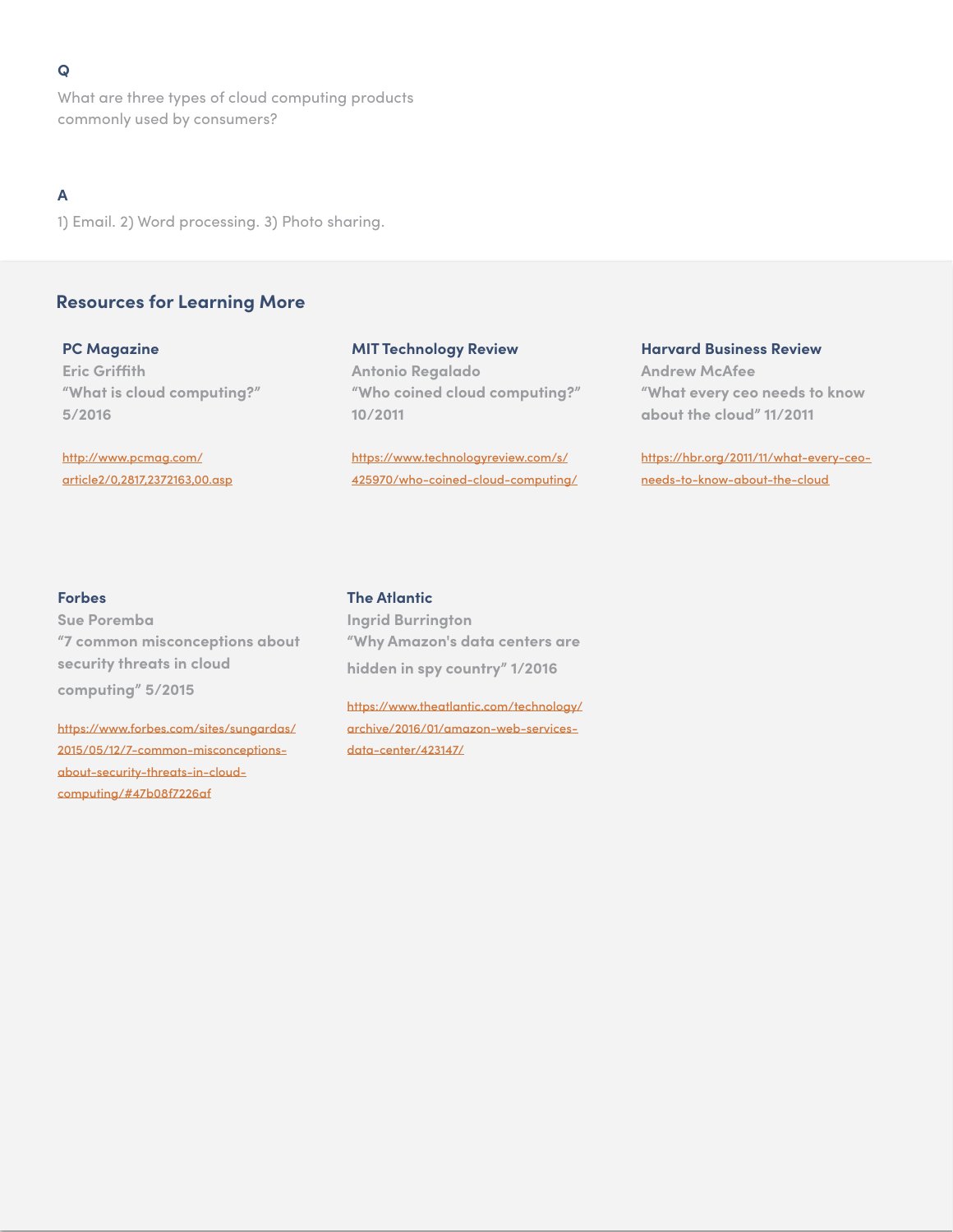**Q**

What are three types of cloud computing products commonly used by consumers?

**A**

1) Email. 2) Word processing. 3) Photo sharing.

## Resources for Learning More

**PC Magazine**
Eric Griffith
"What is cloud computing?"
5/2016

http://www.pcmag.com/article2/0,2817,2372163,00.asp

**MIT Technology Review**
Antonio Regalado
"Who coined cloud computing?"
10/2011

https://www.technologyreview.com/s/425970/who-coined-cloud-computing/

**Harvard Business Review**
Andrew McAfee
"What every ceo needs to know about the cloud" 11/2011

https://hbr.org/2011/11/what-every-ceo-needs-to-know-about-the-cloud

**Forbes**
Sue Poremba
"7 common misconceptions about security threats in cloud computing" 5/2015

https://www.forbes.com/sites/sungardas/2015/05/12/7-common-misconceptions-about-security-threats-in-cloud-computing/#47b08f7226af

**The Atlantic**
Ingrid Burrington
"Why Amazon's data centers are hidden in spy country" 1/2016

https://www.theatlantic.com/technology/archive/2016/01/amazon-web-services-data-center/423147/